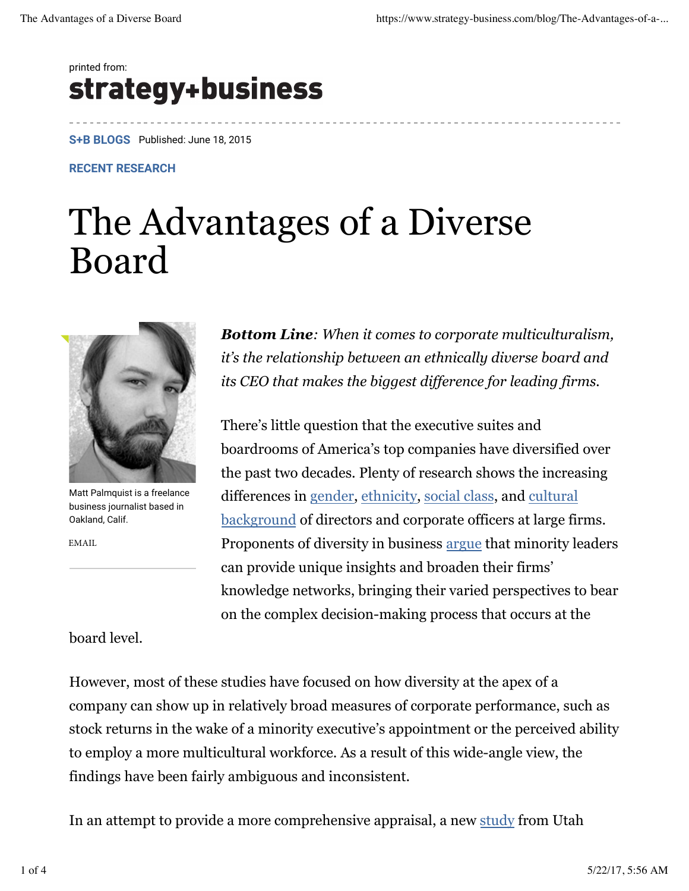printed from:
**strategy+business**

**S+B BLOGS** Published: June 18, 2015

**RECENT RESEARCH**

# The Advantages of a Diverse Board

Matt Palmquist is a freelance business journalist based in Oakland, Calif.

EMAIL

***Bottom Line****: When it comes to corporate multiculturalism, it's the relationship between an ethnically diverse board and its CEO that makes the biggest difference for leading firms.*

There's little question that the executive suites and boardrooms of America's top companies have diversified over the past two decades. Plenty of research shows the increasing differences in gender, ethnicity, social class, and cultural background of directors and corporate officers at large firms. Proponents of diversity in business argue that minority leaders can provide unique insights and broaden their firms' knowledge networks, bringing their varied perspectives to bear on the complex decision-making process that occurs at the board level.

However, most of these studies have focused on how diversity at the apex of a company can show up in relatively broad measures of corporate performance, such as stock returns in the wake of a minority executive's appointment or the perceived ability to employ a more multicultural workforce. As a result of this wide-angle view, the findings have been fairly ambiguous and inconsistent.

In an attempt to provide a more comprehensive appraisal, a new study from Utah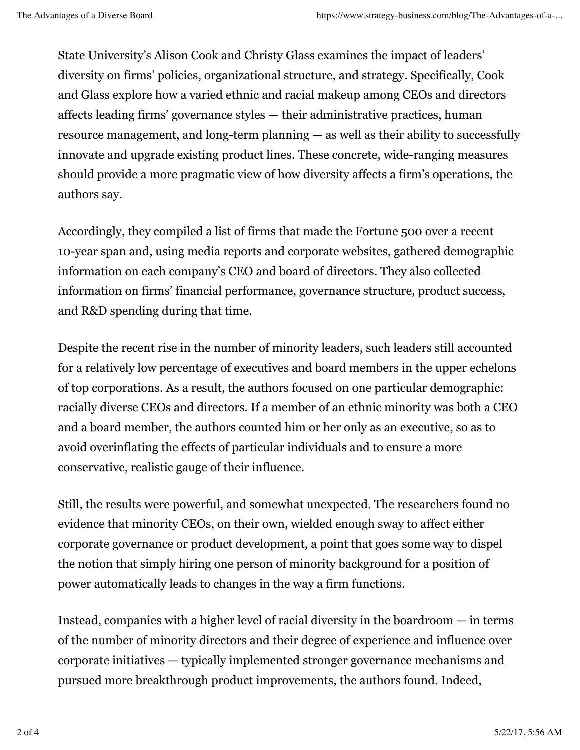State University's Alison Cook and Christy Glass examines the impact of leaders' diversity on firms' policies, organizational structure, and strategy. Specifically, Cook and Glass explore how a varied ethnic and racial makeup among CEOs and directors affects leading firms' governance styles — their administrative practices, human resource management, and long-term planning — as well as their ability to successfully innovate and upgrade existing product lines. These concrete, wide-ranging measures should provide a more pragmatic view of how diversity affects a firm's operations, the authors say.

Accordingly, they compiled a list of firms that made the Fortune 500 over a recent 10-year span and, using media reports and corporate websites, gathered demographic information on each company's CEO and board of directors. They also collected information on firms' financial performance, governance structure, product success, and R&D spending during that time.

Despite the recent rise in the number of minority leaders, such leaders still accounted for a relatively low percentage of executives and board members in the upper echelons of top corporations. As a result, the authors focused on one particular demographic: racially diverse CEOs and directors. If a member of an ethnic minority was both a CEO and a board member, the authors counted him or her only as an executive, so as to avoid overinflating the effects of particular individuals and to ensure a more conservative, realistic gauge of their influence.

Still, the results were powerful, and somewhat unexpected. The researchers found no evidence that minority CEOs, on their own, wielded enough sway to affect either corporate governance or product development, a point that goes some way to dispel the notion that simply hiring one person of minority background for a position of power automatically leads to changes in the way a firm functions.

Instead, companies with a higher level of racial diversity in the boardroom — in terms of the number of minority directors and their degree of experience and influence over corporate initiatives — typically implemented stronger governance mechanisms and pursued more breakthrough product improvements, the authors found. Indeed,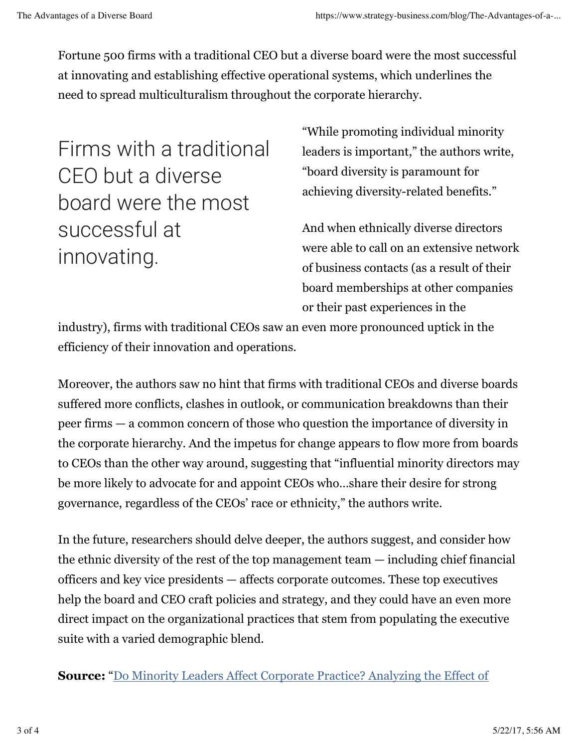Fortune 500 firms with a traditional CEO but a diverse board were the most successful at innovating and establishing effective operational systems, which underlines the need to spread multiculturalism throughout the corporate hierarchy.

> Firms with a traditional CEO but a diverse board were the most successful at innovating.

"While promoting individual minority leaders is important," the authors write, "board diversity is paramount for achieving diversity-related benefits."

And when ethnically diverse directors were able to call on an extensive network of business contacts (as a result of their board memberships at other companies or their past experiences in the industry), firms with traditional CEOs saw an even more pronounced uptick in the efficiency of their innovation and operations.

Moreover, the authors saw no hint that firms with traditional CEOs and diverse boards suffered more conflicts, clashes in outlook, or communication breakdowns than their peer firms — a common concern of those who question the importance of diversity in the corporate hierarchy. And the impetus for change appears to flow more from boards to CEOs than the other way around, suggesting that "influential minority directors may be more likely to advocate for and appoint CEOs who…share their desire for strong governance, regardless of the CEOs' race or ethnicity," the authors write.

In the future, researchers should delve deeper, the authors suggest, and consider how the ethnic diversity of the rest of the top management team — including chief financial officers and key vice presidents — affects corporate outcomes. These top executives help the board and CEO craft policies and strategy, and they could have an even more direct impact on the organizational practices that stem from populating the executive suite with a varied demographic blend.

**Source:** "Do Minority Leaders Affect Corporate Practice? Analyzing the Effect of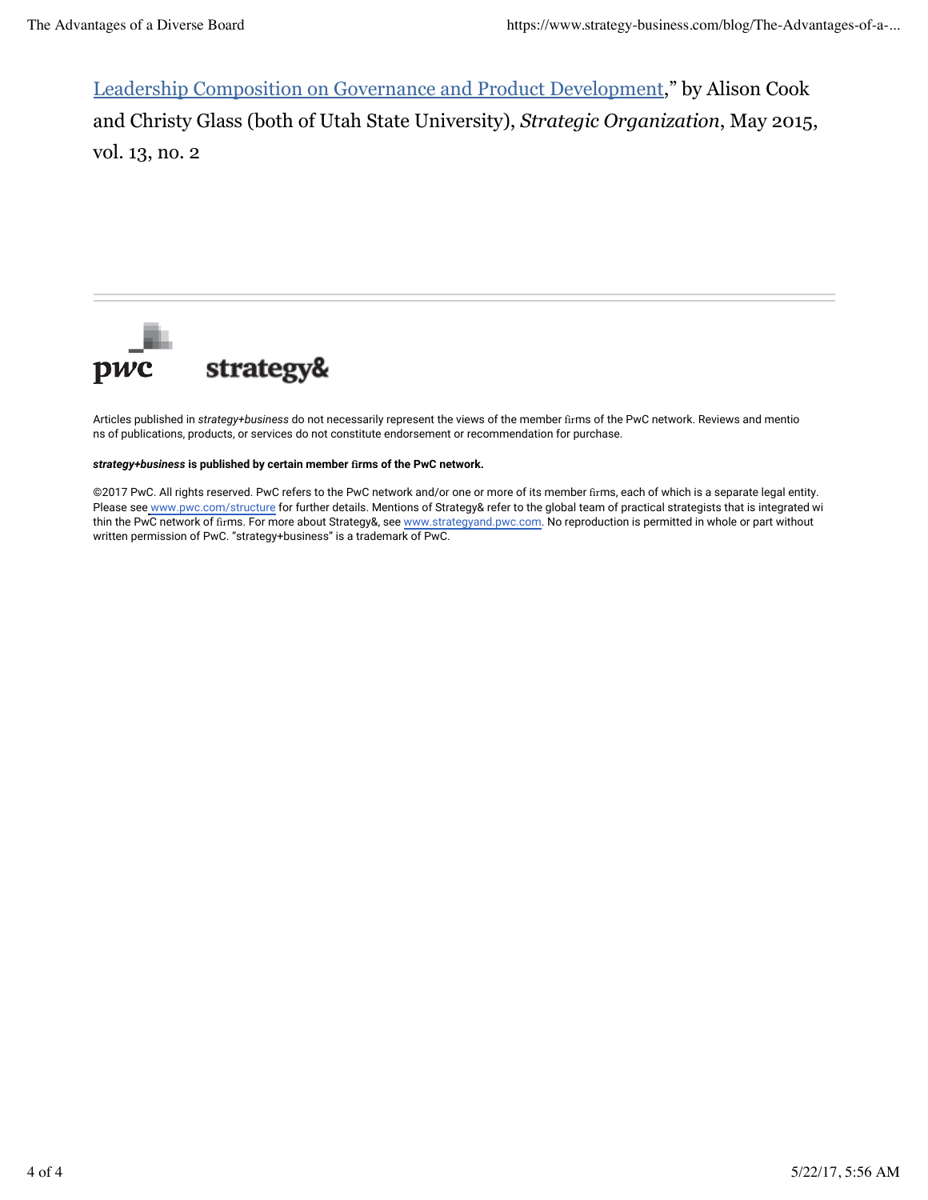Leadership Composition on Governance and Product Development," by Alison Cook and Christy Glass (both of Utah State University), *Strategic Organization*, May 2015, vol. 13, no. 2

---

pwc strategy&

Articles published in *strategy+business* do not necessarily represent the views of the member firms of the PwC network. Reviews and mentions of publications, products, or services do not constitute endorsement or recommendation for purchase.

***strategy+business*** **is published by certain member firms of the PwC network.**

©2017 PwC. All rights reserved. PwC refers to the PwC network and/or one or more of its member firms, each of which is a separate legal entity. Please see www.pwc.com/structure for further details. Mentions of Strategy& refer to the global team of practical strategists that is integrated within the PwC network of firms. For more about Strategy&, see www.strategyand.pwc.com. No reproduction is permitted in whole or part without written permission of PwC. "strategy+business" is a trademark of PwC.